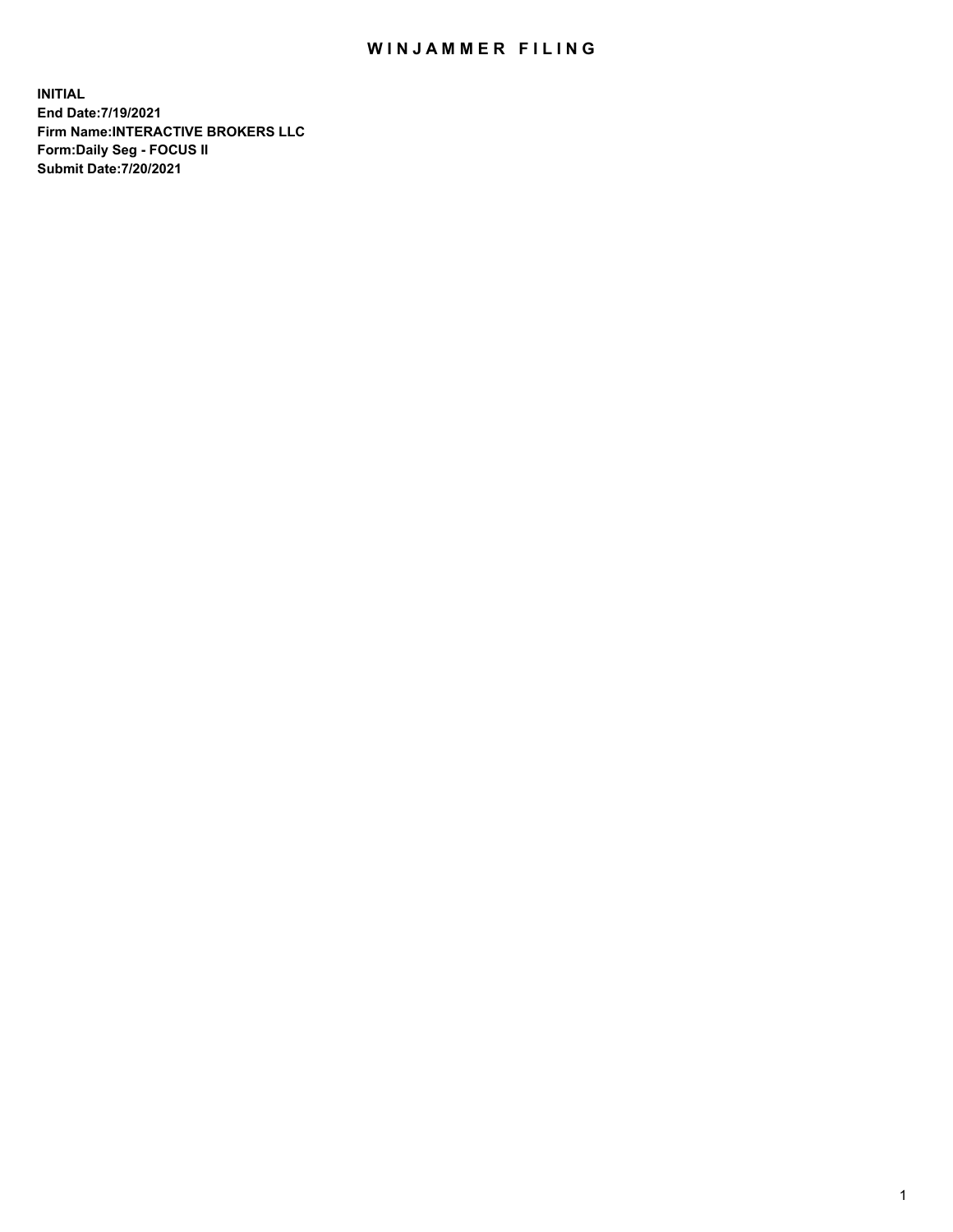# WINJAMMER FILING

**INITIAL**
**End Date:7/19/2021**
**Firm Name:INTERACTIVE BROKERS LLC**
**Form:Daily Seg - FOCUS II**
**Submit Date:7/20/2021**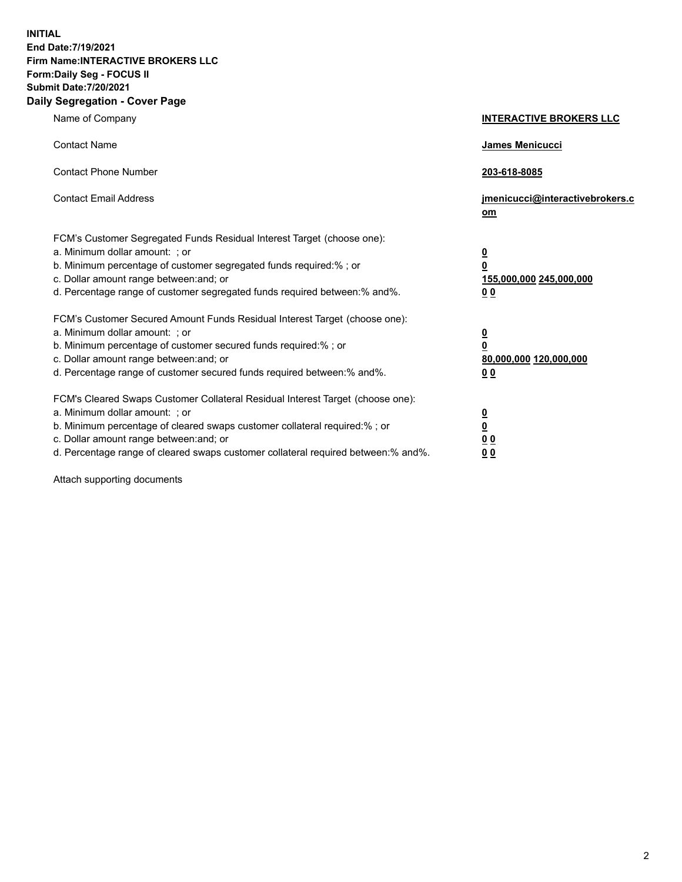**INITIAL**
**End Date:7/19/2021**
**Firm Name:INTERACTIVE BROKERS LLC**
**Form:Daily Seg - FOCUS II**
**Submit Date:7/20/2021**

## Daily Segregation - Cover Page

| | |
|---|---|
| Name of Company | **INTERACTIVE BROKERS LLC** |
| Contact Name | **James Menicucci** |
| Contact Phone Number | **203-618-8085** |
| Contact Email Address | **jmenicucci@interactivebrokers.com** |

FCM's Customer Segregated Funds Residual Interest Target (choose one):

| | |
|---|---|
| a. Minimum dollar amount: ; or | **0** |
| b. Minimum percentage of customer segregated funds required:% ; or | **0** |
| c. Dollar amount range between:and; or | **155,000,000** **245,000,000** |
| d. Percentage range of customer segregated funds required between:% and%. | **0** **0** |

FCM's Customer Secured Amount Funds Residual Interest Target (choose one):

| | |
|---|---|
| a. Minimum dollar amount: ; or | **0** |
| b. Minimum percentage of customer secured funds required:% ; or | **0** |
| c. Dollar amount range between:and; or | **80,000,000** **120,000,000** |
| d. Percentage range of customer secured funds required between:% and%. | **0** **0** |

FCM's Cleared Swaps Customer Collateral Residual Interest Target (choose one):

| | |
|---|---|
| a. Minimum dollar amount: ; or | **0** |
| b. Minimum percentage of cleared swaps customer collateral required:% ; or | **0** |
| c. Dollar amount range between:and; or | **0** **0** |
| d. Percentage range of cleared swaps customer collateral required between:% and%. | **0** **0** |

Attach supporting documents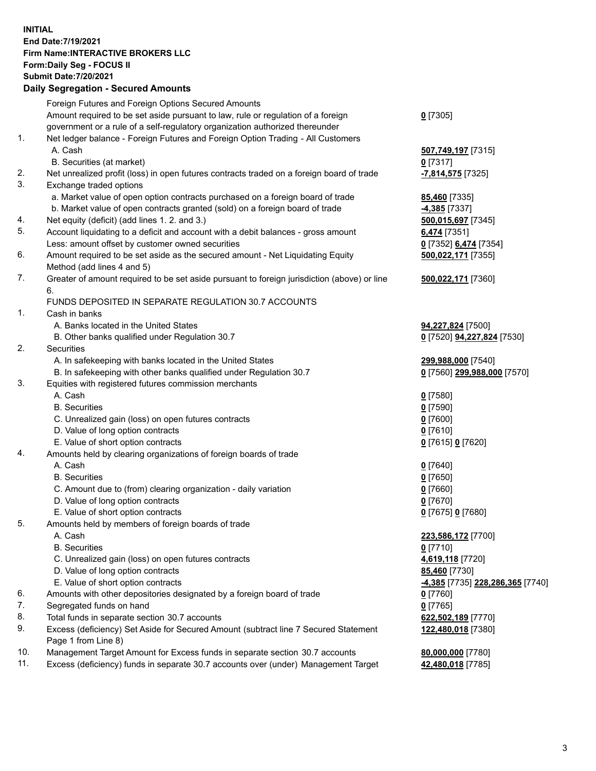**INITIAL**
**End Date:7/19/2021**
**Firm Name:INTERACTIVE BROKERS LLC**
**Form:Daily Seg - FOCUS II**
**Submit Date:7/20/2021**

## Daily Segregation - Secured Amounts

| | | |
|---|---|---|
| | Foreign Futures and Foreign Options Secured Amounts | |
| | Amount required to be set aside pursuant to law, rule or regulation of a foreign government or a rule of a self-regulatory organization authorized thereunder | **0** [7305] |
| 1. | Net ledger balance - Foreign Futures and Foreign Option Trading - All Customers | |
| | A. Cash | **507,749,197** [7315] |
| | B. Securities (at market) | **0** [7317] |
| 2. | Net unrealized profit (loss) in open futures contracts traded on a foreign board of trade | **-7,814,575** [7325] |
| 3. | Exchange traded options | |
| | a. Market value of open option contracts purchased on a foreign board of trade | **85,460** [7335] |
| | b. Market value of open contracts granted (sold) on a foreign board of trade | **-4,385** [7337] |
| 4. | Net equity (deficit) (add lines 1. 2. and 3.) | **500,015,697** [7345] |
| 5. | Account liquidating to a deficit and account with a debit balances - gross amount | **6,474** [7351] |
| | Less: amount offset by customer owned securities | **0** [7352] **6,474** [7354] |
| 6. | Amount required to be set aside as the secured amount - Net Liquidating Equity Method (add lines 4 and 5) | **500,022,171** [7355] |
| 7. | Greater of amount required to be set aside pursuant to foreign jurisdiction (above) or line 6. | **500,022,171** [7360] |
| | FUNDS DEPOSITED IN SEPARATE REGULATION 30.7 ACCOUNTS | |
| 1. | Cash in banks | |
| | A. Banks located in the United States | **94,227,824** [7500] |
| | B. Other banks qualified under Regulation 30.7 | **0** [7520] **94,227,824** [7530] |
| 2. | Securities | |
| | A. In safekeeping with banks located in the United States | **299,988,000** [7540] |
| | B. In safekeeping with other banks qualified under Regulation 30.7 | **0** [7560] **299,988,000** [7570] |
| 3. | Equities with registered futures commission merchants | |
| | A. Cash | **0** [7580] |
| | B. Securities | **0** [7590] |
| | C. Unrealized gain (loss) on open futures contracts | **0** [7600] |
| | D. Value of long option contracts | **0** [7610] |
| | E. Value of short option contracts | **0** [7615] **0** [7620] |
| 4. | Amounts held by clearing organizations of foreign boards of trade | |
| | A. Cash | **0** [7640] |
| | B. Securities | **0** [7650] |
| | C. Amount due to (from) clearing organization - daily variation | **0** [7660] |
| | D. Value of long option contracts | **0** [7670] |
| | E. Value of short option contracts | **0** [7675] **0** [7680] |
| 5. | Amounts held by members of foreign boards of trade | |
| | A. Cash | **223,586,172** [7700] |
| | B. Securities | **0** [7710] |
| | C. Unrealized gain (loss) on open futures contracts | **4,619,118** [7720] |
| | D. Value of long option contracts | **85,460** [7730] |
| | E. Value of short option contracts | **-4,385** [7735] **228,286,365** [7740] |
| 6. | Amounts with other depositories designated by a foreign board of trade | **0** [7760] |
| 7. | Segregated funds on hand | **0** [7765] |
| 8. | Total funds in separate section 30.7 accounts | **622,502,189** [7770] |
| 9. | Excess (deficiency) Set Aside for Secured Amount (subtract line 7 Secured Statement Page 1 from Line 8) | **122,480,018** [7380] |
| 10. | Management Target Amount for Excess funds in separate section 30.7 accounts | **80,000,000** [7780] |
| 11. | Excess (deficiency) funds in separate 30.7 accounts over (under) Management Target | **42,480,018** [7785] |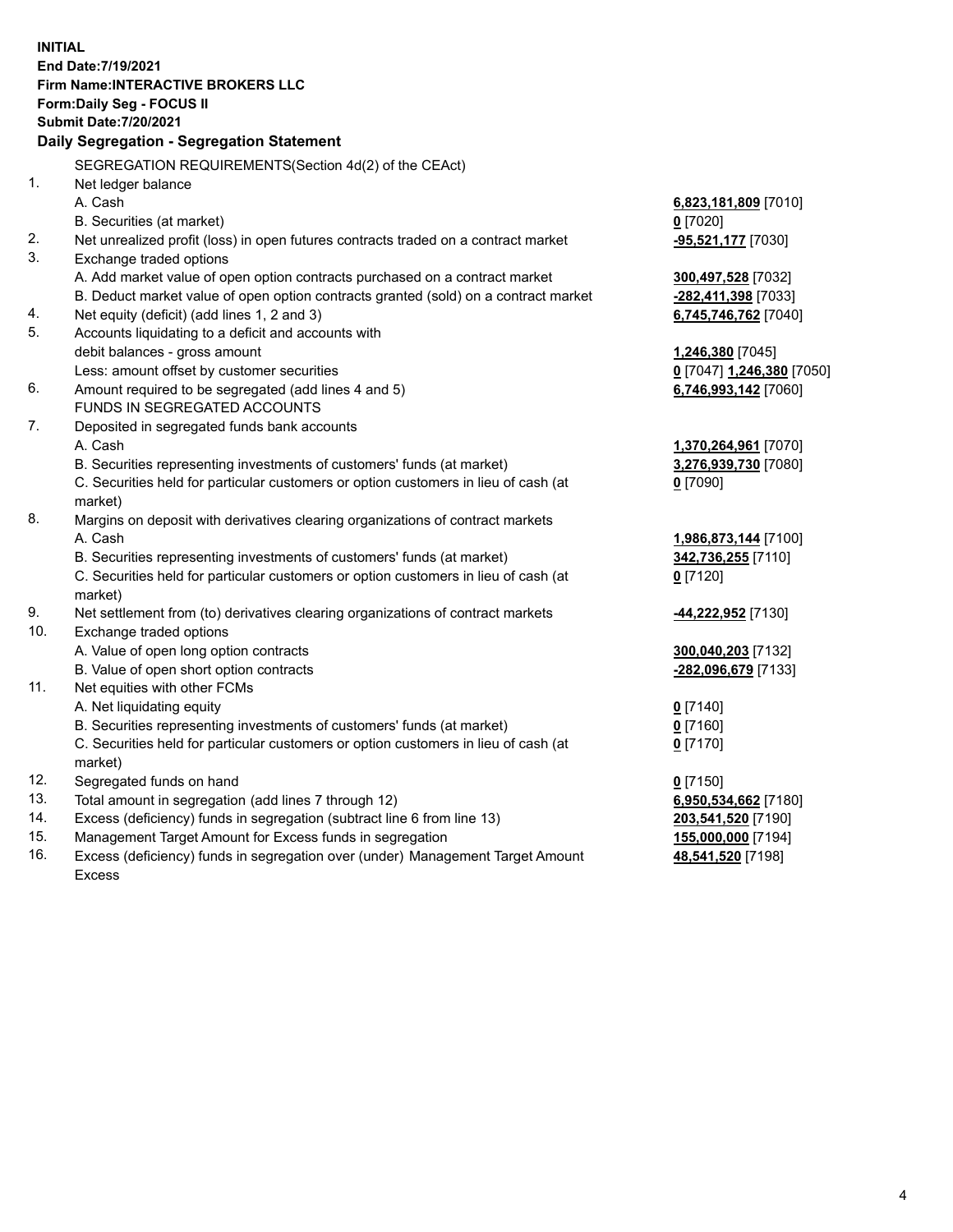**INITIAL**
**End Date:7/19/2021**
**Firm Name:INTERACTIVE BROKERS LLC**
**Form:Daily Seg - FOCUS II**
**Submit Date:7/20/2021**

### Daily Segregation - Segregation Statement

SEGREGATION REQUIREMENTS(Section 4d(2) of the CEAct)

| | | |
|---|---|---|
| 1. | Net ledger balance | |
| | A. Cash | **6,823,181,809** [7010] |
| | B. Securities (at market) | **0** [7020] |
| 2. | Net unrealized profit (loss) in open futures contracts traded on a contract market | **-95,521,177** [7030] |
| 3. | Exchange traded options | |
| | A. Add market value of open option contracts purchased on a contract market | **300,497,528** [7032] |
| | B. Deduct market value of open option contracts granted (sold) on a contract market | **-282,411,398** [7033] |
| 4. | Net equity (deficit) (add lines 1, 2 and 3) | **6,745,746,762** [7040] |
| 5. | Accounts liquidating to a deficit and accounts with | |
| | debit balances - gross amount | **1,246,380** [7045] |
| | Less: amount offset by customer securities | **0** [7047] **1,246,380** [7050] |
| 6. | Amount required to be segregated (add lines 4 and 5) | **6,746,993,142** [7060] |
| | FUNDS IN SEGREGATED ACCOUNTS | |
| 7. | Deposited in segregated funds bank accounts | |
| | A. Cash | **1,370,264,961** [7070] |
| | B. Securities representing investments of customers' funds (at market) | **3,276,939,730** [7080] |
| | C. Securities held for particular customers or option customers in lieu of cash (at market) | **0** [7090] |
| 8. | Margins on deposit with derivatives clearing organizations of contract markets | |
| | A. Cash | **1,986,873,144** [7100] |
| | B. Securities representing investments of customers' funds (at market) | **342,736,255** [7110] |
| | C. Securities held for particular customers or option customers in lieu of cash (at market) | **0** [7120] |
| 9. | Net settlement from (to) derivatives clearing organizations of contract markets | **-44,222,952** [7130] |
| 10. | Exchange traded options | |
| | A. Value of open long option contracts | **300,040,203** [7132] |
| | B. Value of open short option contracts | **-282,096,679** [7133] |
| 11. | Net equities with other FCMs | |
| | A. Net liquidating equity | **0** [7140] |
| | B. Securities representing investments of customers' funds (at market) | **0** [7160] |
| | C. Securities held for particular customers or option customers in lieu of cash (at market) | **0** [7170] |
| 12. | Segregated funds on hand | **0** [7150] |
| 13. | Total amount in segregation (add lines 7 through 12) | **6,950,534,662** [7180] |
| 14. | Excess (deficiency) funds in segregation (subtract line 6 from line 13) | **203,541,520** [7190] |
| 15. | Management Target Amount for Excess funds in segregation | **155,000,000** [7194] |
| 16. | Excess (deficiency) funds in segregation over (under) Management Target Amount Excess | **48,541,520** [7198] |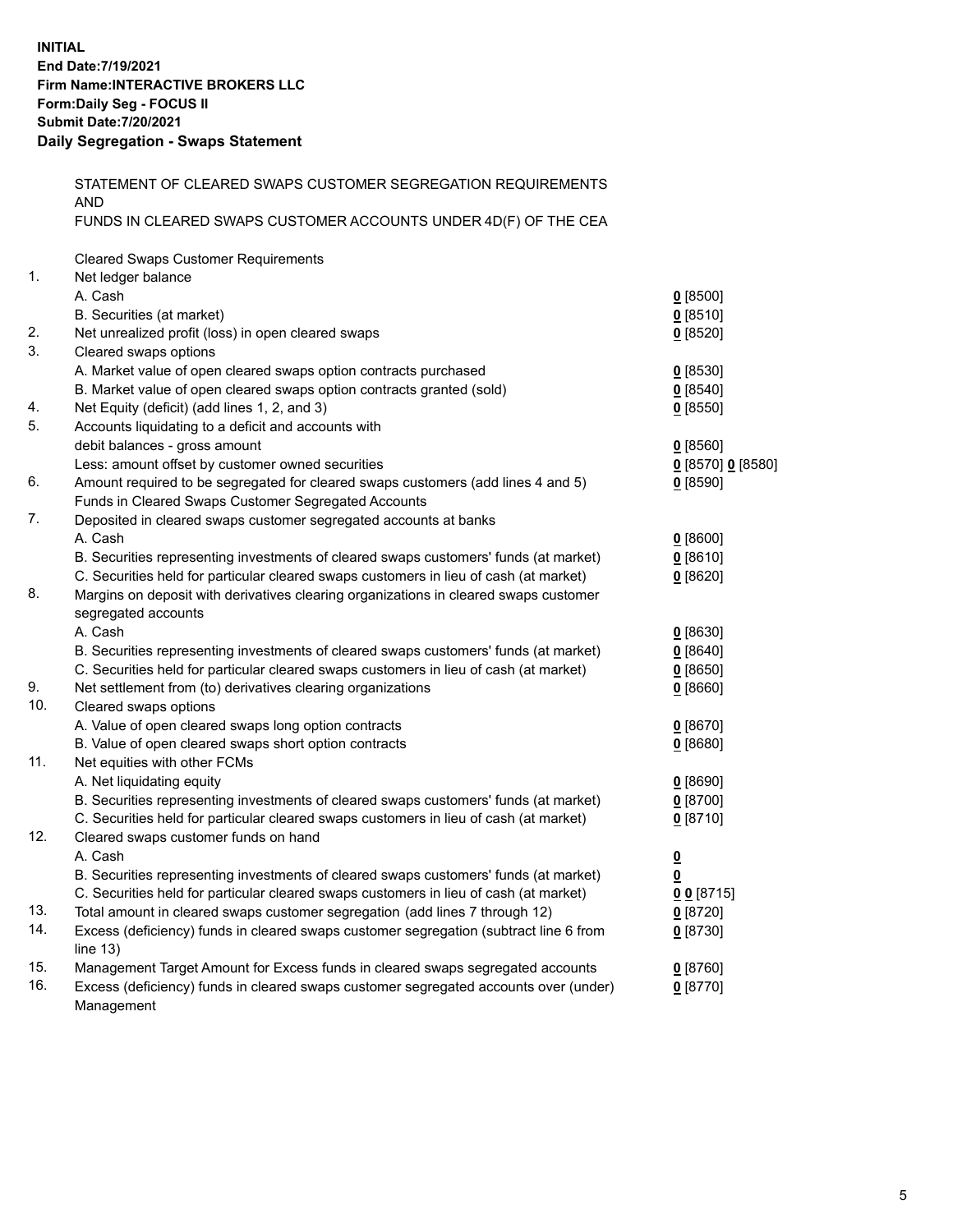**INITIAL**
**End Date:7/19/2021**
**Firm Name:INTERACTIVE BROKERS LLC**
**Form:Daily Seg - FOCUS II**
**Submit Date:7/20/2021**
**Daily Segregation - Swaps Statement**

STATEMENT OF CLEARED SWAPS CUSTOMER SEGREGATION REQUIREMENTS AND
FUNDS IN CLEARED SWAPS CUSTOMER ACCOUNTS UNDER 4D(F) OF THE CEA

| | | |
|---|---|---|
| | Cleared Swaps Customer Requirements | |
| 1. | Net ledger balance | |
| | A. Cash | 0 [8500] |
| | B. Securities (at market) | 0 [8510] |
| 2. | Net unrealized profit (loss) in open cleared swaps | 0 [8520] |
| 3. | Cleared swaps options | |
| | A. Market value of open cleared swaps option contracts purchased | 0 [8530] |
| | B. Market value of open cleared swaps option contracts granted (sold) | 0 [8540] |
| 4. | Net Equity (deficit) (add lines 1, 2, and 3) | 0 [8550] |
| 5. | Accounts liquidating to a deficit and accounts with debit balances - gross amount | 0 [8560] |
| | Less: amount offset by customer owned securities | 0 [8570] 0 [8580] |
| 6. | Amount required to be segregated for cleared swaps customers (add lines 4 and 5) | 0 [8590] |
| | Funds in Cleared Swaps Customer Segregated Accounts | |
| 7. | Deposited in cleared swaps customer segregated accounts at banks | |
| | A. Cash | 0 [8600] |
| | B. Securities representing investments of cleared swaps customers' funds (at market) | 0 [8610] |
| | C. Securities held for particular cleared swaps customers in lieu of cash (at market) | 0 [8620] |
| 8. | Margins on deposit with derivatives clearing organizations in cleared swaps customer segregated accounts | |
| | A. Cash | 0 [8630] |
| | B. Securities representing investments of cleared swaps customers' funds (at market) | 0 [8640] |
| | C. Securities held for particular cleared swaps customers in lieu of cash (at market) | 0 [8650] |
| 9. | Net settlement from (to) derivatives clearing organizations | 0 [8660] |
| 10. | Cleared swaps options | |
| | A. Value of open cleared swaps long option contracts | 0 [8670] |
| | B. Value of open cleared swaps short option contracts | 0 [8680] |
| 11. | Net equities with other FCMs | |
| | A. Net liquidating equity | 0 [8690] |
| | B. Securities representing investments of cleared swaps customers' funds (at market) | 0 [8700] |
| | C. Securities held for particular cleared swaps customers in lieu of cash (at market) | 0 [8710] |
| 12. | Cleared swaps customer funds on hand | |
| | A. Cash | 0 |
| | B. Securities representing investments of cleared swaps customers' funds (at market) | 0 |
| | C. Securities held for particular cleared swaps customers in lieu of cash (at market) | 0 0 [8715] |
| 13. | Total amount in cleared swaps customer segregation (add lines 7 through 12) | 0 [8720] |
| 14. | Excess (deficiency) funds in cleared swaps customer segregation (subtract line 6 from line 13) | 0 [8730] |
| 15. | Management Target Amount for Excess funds in cleared swaps segregated accounts | 0 [8760] |
| 16. | Excess (deficiency) funds in cleared swaps customer segregated accounts over (under) Management | 0 [8770] |